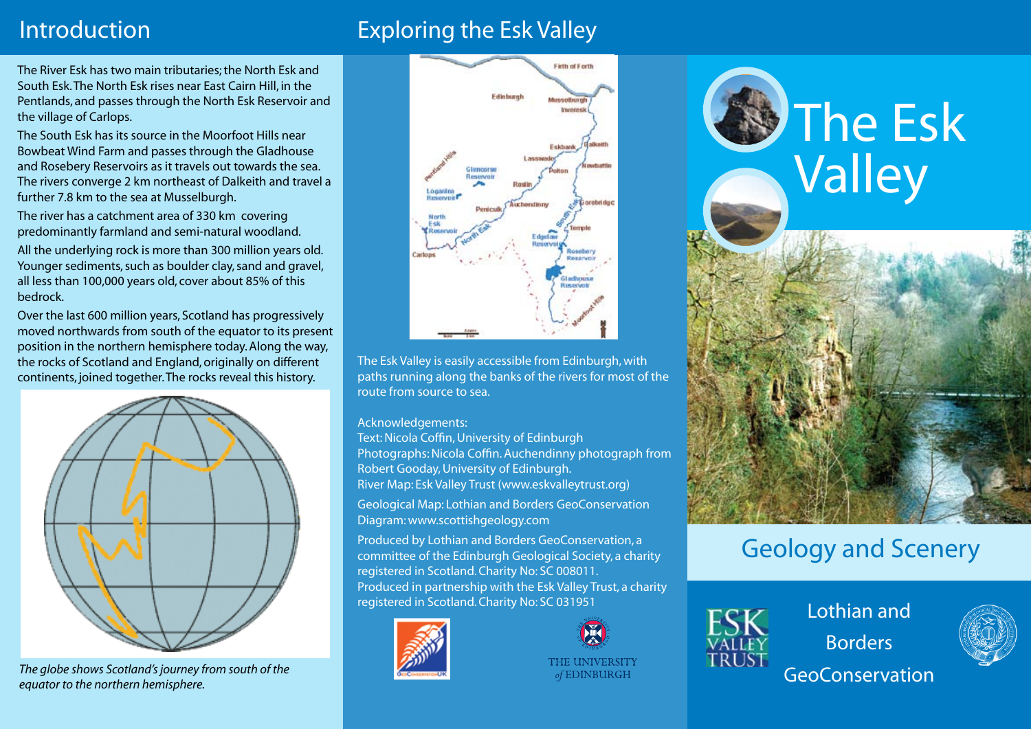## Introduction

The River Esk has two main tributaries; the North Esk and South Esk. The North Esk rises near East Cairn Hill, in the Pentlands, and passes through the North Esk Reservoir and the village of Carlops.

The South Esk has its source in the Moorfoot Hills near Bowbeat Wind Farm and passes through the Gladhouse and Rosebery Reservoirs as it travels out towards the sea. The rivers converge 2 km northeast of Dalkeith and travel a further 7.8 km to the sea at Musselburgh.

The river has a catchment area of 330 km  covering predominantly farmland and semi-natural woodland.

All the underlying rock is more than 300 million years old. Younger sediments, such as boulder clay, sand and gravel, all less than 100,000 years old, cover about 85% of this bedrock.

Over the last 600 million years, Scotland has progressively moved northwards from south of the equator to its present position in the northern hemisphere today. Along the way, the rocks of Scotland and England, originally on different continents, joined together. The rocks reveal this history.

*The globe shows Scotland's journey from south of the equator to the northern hemisphere.*

## Exploring the Esk Valley

The Esk Valley is easily accessible from Edinburgh, with paths running along the banks of the rivers for most of the route from source to sea.

Acknowledgements:
Text: Nicola Coffin, University of Edinburgh
Photographs: Nicola Coffin. Auchendinny photograph from Robert Gooday, University of Edinburgh.
River Map: Esk Valley Trust (www.eskvalleytrust.org)

Geological Map: Lothian and Borders GeoConservation
Diagram: www.scottishgeology.com

Produced by Lothian and Borders GeoConservation, a committee of the Edinburgh Geological Society, a charity registered in Scotland. Charity No: SC 008011.
Produced in partnership with the Esk Valley Trust, a charity registered in Scotland. Charity No: SC 031951

THE UNIVERSITY *of* EDINBURGH

# The Esk Valley

## Geology and Scenery

Lothian and Borders GeoConservation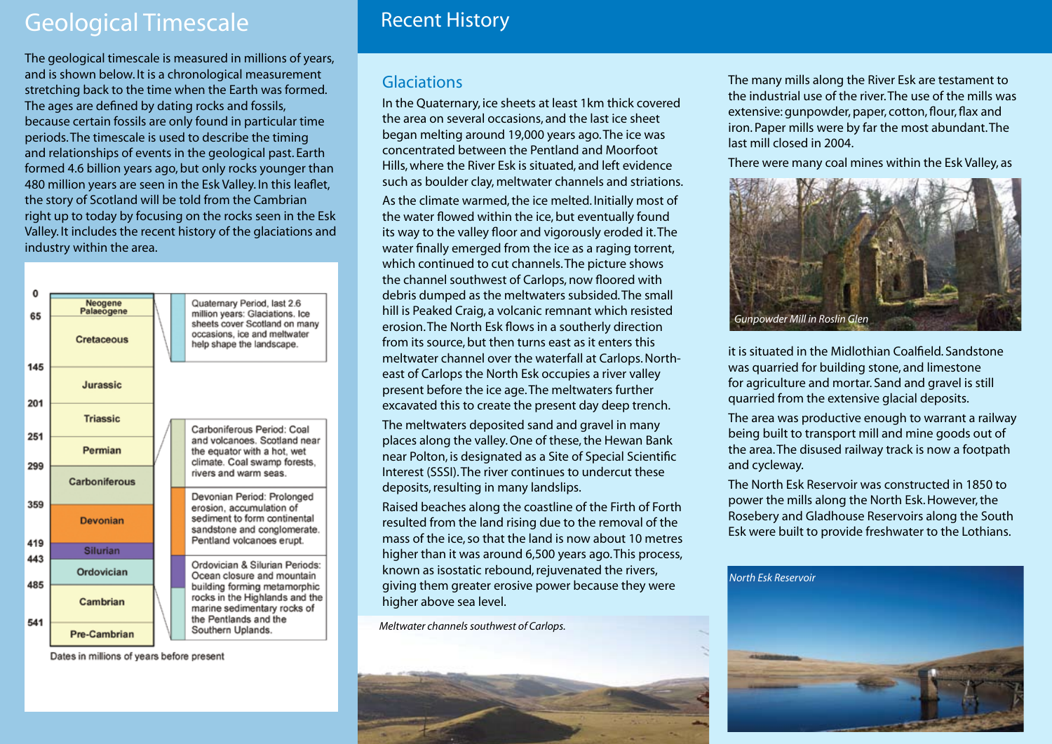# Geological Timescale

The geological timescale is measured in millions of years, and is shown below. It is a chronological measurement stretching back to the time when the Earth was formed. The ages are defined by dating rocks and fossils, because certain fossils are only found in particular time periods. The timescale is used to describe the timing and relationships of events in the geological past. Earth formed 4.6 billion years ago, but only rocks younger than 480 million years are seen in the Esk Valley. In this leaflet, the story of Scotland will be told from the Cambrian right up to today by focusing on the rocks seen in the Esk Valley. It includes the recent history of the glaciations and industry within the area.

| Date | Period | Description |
|---|---|---|
| 0 | Neogene / Palaeogene | Quaternary Period, last 2.6 million years: Glaciations. Ice sheets cover Scotland on many occasions, ice and meltwater help shape the landscape. |
| 65 | Cretaceous | |
| 145 | Jurassic | |
| 201 | Triassic | |
| 251 | Permian | |
| 299 | Carboniferous | Carboniferous Period: Coal and volcanoes. Scotland near the equator with a hot, wet climate. Coal swamp forests, rivers and warm seas. |
| 359 | Devonian | Devonian Period: Prolonged erosion, accumulation of sediment to form continental sandstone and conglomerate. Pentland volcanoes erupt. |
| 419 | Silurian | Ordovician & Silurian Periods: Ocean closure and mountain building forming metamorphic rocks in the Highlands and the marine sedimentary rocks of the Pentlands and the Southern Uplands. |
| 443 | Ordovician | |
| 485 | Cambrian | |
| 541 | Pre-Cambrian | |

Dates in millions of years before present

# Recent History

## Glaciations

In the Quaternary, ice sheets at least 1km thick covered the area on several occasions, and the last ice sheet began melting around 19,000 years ago. The ice was concentrated between the Pentland and Moorfoot Hills, where the River Esk is situated, and left evidence such as boulder clay, meltwater channels and striations.

As the climate warmed, the ice melted. Initially most of the water flowed within the ice, but eventually found its way to the valley floor and vigorously eroded it. The water finally emerged from the ice as a raging torrent, which continued to cut channels. The picture shows the channel southwest of Carlops, now floored with debris dumped as the meltwaters subsided. The small hill is Peaked Craig, a volcanic remnant which resisted erosion. The North Esk flows in a southerly direction from its source, but then turns east as it enters this meltwater channel over the waterfall at Carlops. North-east of Carlops the North Esk occupies a river valley present before the ice age. The meltwaters further excavated this to create the present day deep trench.

The meltwaters deposited sand and gravel in many places along the valley. One of these, the Hewan Bank near Polton, is designated as a Site of Special Scientific Interest (SSSI). The river continues to undercut these deposits, resulting in many landslips.

Raised beaches along the coastline of the Firth of Forth resulted from the land rising due to the removal of the mass of the ice, so that the land is now about 10 metres higher than it was around 6,500 years ago. This process, known as isostatic rebound, rejuvenated the rivers, giving them greater erosive power because they were higher above sea level.

*Meltwater channels southwest of Carlops.*

The many mills along the River Esk are testament to the industrial use of the river. The use of the mills was extensive: gunpowder, paper, cotton, flour, flax and iron. Paper mills were by far the most abundant. The last mill closed in 2004.

There were many coal mines within the Esk Valley, as it is situated in the Midlothian Coalfield. Sandstone was quarried for building stone, and limestone for agriculture and mortar. Sand and gravel is still quarried from the extensive glacial deposits.

*Gunpowder Mill in Roslin Glen*

The area was productive enough to warrant a railway being built to transport mill and mine goods out of the area. The disused railway track is now a footpath and cycleway.

The North Esk Reservoir was constructed in 1850 to power the mills along the North Esk. However, the Rosebery and Gladhouse Reservoirs along the South Esk were built to provide freshwater to the Lothians.

*North Esk Reservoir*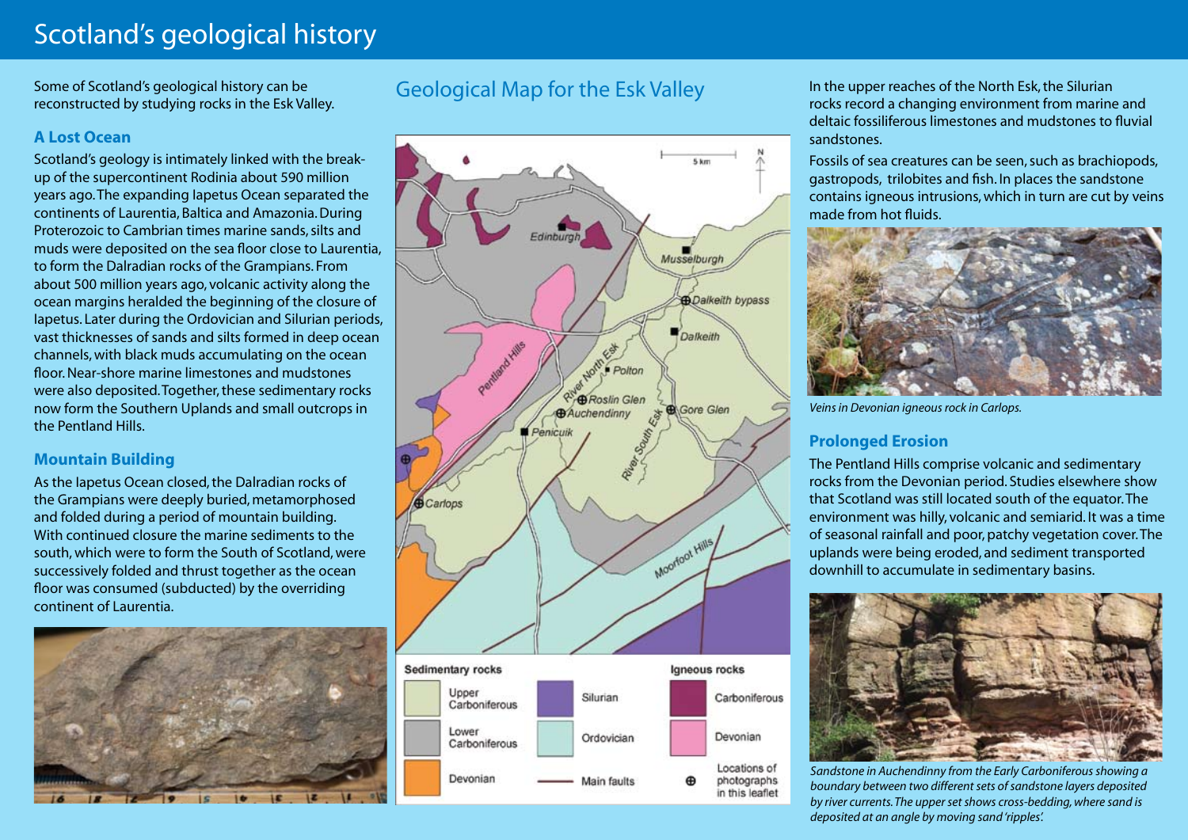# Scotland's geological history

Some of Scotland's geological history can be reconstructed by studying rocks in the Esk Valley.

### A Lost Ocean

Scotland's geology is intimately linked with the break-up of the supercontinent Rodinia about 590 million years ago. The expanding Iapetus Ocean separated the continents of Laurentia, Baltica and Amazonia. During Proterozoic to Cambrian times marine sands, silts and muds were deposited on the sea floor close to Laurentia, to form the Dalradian rocks of the Grampians. From about 500 million years ago, volcanic activity along the ocean margins heralded the beginning of the closure of Iapetus. Later during the Ordovician and Silurian periods, vast thicknesses of sands and silts formed in deep ocean channels, with black muds accumulating on the ocean floor. Near-shore marine limestones and mudstones were also deposited. Together, these sedimentary rocks now form the Southern Uplands and small outcrops in the Pentland Hills.

### Mountain Building

As the Iapetus Ocean closed, the Dalradian rocks of the Grampians were deeply buried, metamorphosed and folded during a period of mountain building. With continued closure the marine sediments to the south, which were to form the South of Scotland, were successively folded and thrust together as the ocean floor was consumed (subducted) by the overriding continent of Laurentia.

## Geological Map for the Esk Valley

Edinburgh, Musselburgh, Dalkeith bypass, Dalkeith, Polton, Roslin Glen, Auchendinny, Gore Glen, Penicuik, Carlops, Pentland Hills, River North Esk, River South Esk, Moorfoot Hills, 5 km, N

| Sedimentary rocks | | Igneous rocks |
|---|---|---|
| Upper Carboniferous | Silurian | Carboniferous |
| Lower Carboniferous | Ordovician | Devonian |
| Devonian | Main faults | Locations of photographs in this leaflet |

In the upper reaches of the North Esk, the Silurian rocks record a changing environment from marine and deltaic fossiliferous limestones and mudstones to fluvial sandstones.

Fossils of sea creatures can be seen, such as brachiopods, gastropods, trilobites and fish. In places the sandstone contains igneous intrusions, which in turn are cut by veins made from hot fluids.

*Veins in Devonian igneous rock in Carlops.*

### Prolonged Erosion

The Pentland Hills comprise volcanic and sedimentary rocks from the Devonian period. Studies elsewhere show that Scotland was still located south of the equator. The environment was hilly, volcanic and semiarid. It was a time of seasonal rainfall and poor, patchy vegetation cover. The uplands were being eroded, and sediment transported downhill to accumulate in sedimentary basins.

*Sandstone in Auchendinny from the Early Carboniferous showing a boundary between two different sets of sandstone layers deposited by river currents. The upper set shows cross-bedding, where sand is deposited at an angle by moving sand 'ripples'.*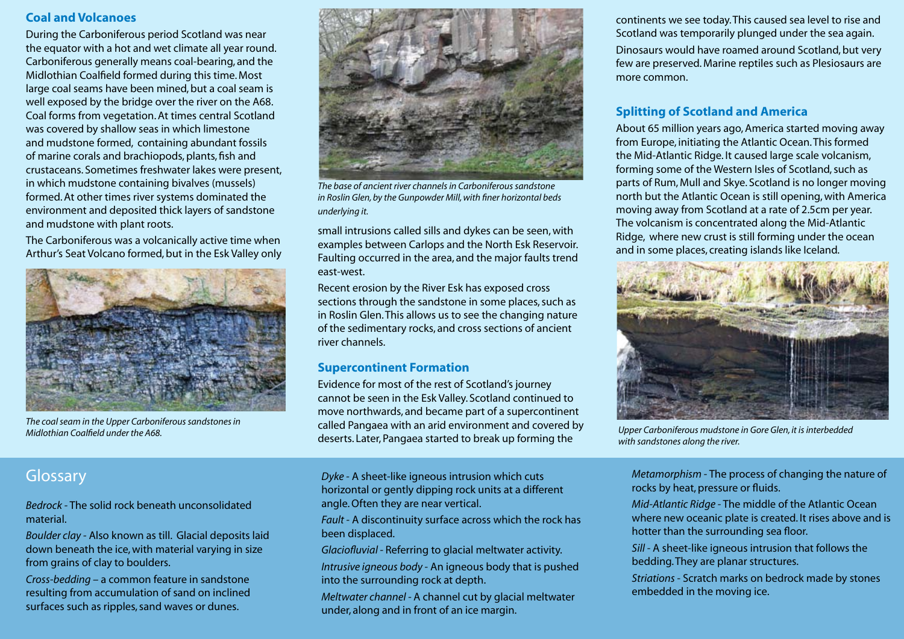## Coal and Volcanoes

During the Carboniferous period Scotland was near the equator with a hot and wet climate all year round. Carboniferous generally means coal-bearing, and the Midlothian Coalfield formed during this time. Most large coal seams have been mined, but a coal seam is well exposed by the bridge over the river on the A68. Coal forms from vegetation. At times central Scotland was covered by shallow seas in which limestone and mudstone formed, containing abundant fossils of marine corals and brachiopods, plants, fish and crustaceans. Sometimes freshwater lakes were present, in which mudstone containing bivalves (mussels) formed. At other times river systems dominated the environment and deposited thick layers of sandstone and mudstone with plant roots.

The Carboniferous was a volcanically active time when Arthur's Seat Volcano formed, but in the Esk Valley only small intrusions called sills and dykes can be seen, with examples between Carlops and the North Esk Reservoir. Faulting occurred in the area, and the major faults trend east-west.

*The coal seam in the Upper Carboniferous sandstones in Midlothian Coalfield under the A68.*

*The base of ancient river channels in Carboniferous sandstone in Roslin Glen, by the Gunpowder Mill, with finer horizontal beds underlying it.*

Recent erosion by the River Esk has exposed cross sections through the sandstone in some places, such as in Roslin Glen. This allows us to see the changing nature of the sedimentary rocks, and cross sections of ancient river channels.

## Supercontinent Formation

Evidence for most of the rest of Scotland's journey cannot be seen in the Esk Valley. Scotland continued to move northwards, and became part of a supercontinent called Pangaea with an arid environment and covered by deserts. Later, Pangaea started to break up forming the continents we see today. This caused sea level to rise and Scotland was temporarily plunged under the sea again.

Dinosaurs would have roamed around Scotland, but very few are preserved. Marine reptiles such as Plesiosaurs are more common.

## Splitting of Scotland and America

About 65 million years ago, America started moving away from Europe, initiating the Atlantic Ocean. This formed the Mid-Atlantic Ridge. It caused large scale volcanism, forming some of the Western Isles of Scotland, such as parts of Rum, Mull and Skye. Scotland is no longer moving north but the Atlantic Ocean is still opening, with America moving away from Scotland at a rate of 2.5cm per year. The volcanism is concentrated along the Mid-Atlantic Ridge, where new crust is still forming under the ocean and in some places, creating islands like Iceland.

*Upper Carboniferous mudstone in Gore Glen, it is interbedded with sandstones along the river.*

## Glossary

*Bedrock* - The solid rock beneath unconsolidated material.

*Boulder clay* - Also known as till. Glacial deposits laid down beneath the ice, with material varying in size from grains of clay to boulders.

*Cross-bedding* – a common feature in sandstone resulting from accumulation of sand on inclined surfaces such as ripples, sand waves or dunes.

*Dyke* - A sheet-like igneous intrusion which cuts horizontal or gently dipping rock units at a different angle. Often they are near vertical.

*Fault* - A discontinuity surface across which the rock has been displaced.

*Glaciofluvial* - Referring to glacial meltwater activity.

*Intrusive igneous body* - An igneous body that is pushed into the surrounding rock at depth.

*Meltwater channel* - A channel cut by glacial meltwater under, along and in front of an ice margin.

*Metamorphism* - The process of changing the nature of rocks by heat, pressure or fluids.

*Mid-Atlantic Ridge* - The middle of the Atlantic Ocean where new oceanic plate is created. It rises above and is hotter than the surrounding sea floor.

*Sill* - A sheet-like igneous intrusion that follows the bedding. They are planar structures.

*Striations* - Scratch marks on bedrock made by stones embedded in the moving ice.